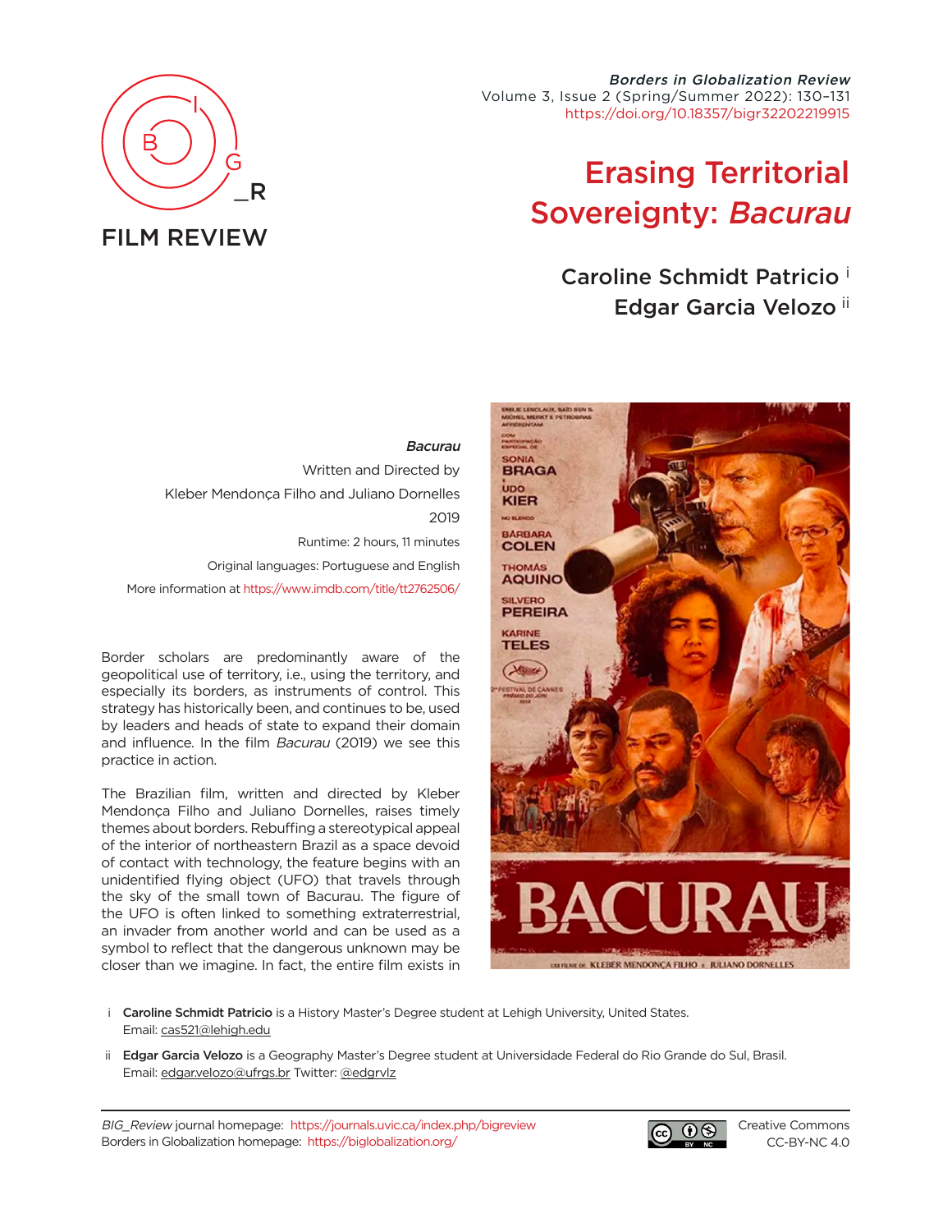FILM REVIEW

*Borders in Globalization Review*
Volume 3, Issue 2 (Spring/Summer 2022): 130–131
https://doi.org/10.18357/bigr32202219915

# Erasing Territorial Sovereignty: *Bacurau*

**Caroline Schmidt Patricio** [i]
**Edgar Garcia Velozo** [ii]

*Bacurau*
Written and Directed by
Kleber Mendonça Filho and Juliano Dornelles
2019
Runtime: 2 hours, 11 minutes
Original languages: Portuguese and English
More information at https://www.imdb.com/title/tt2762506/

Border scholars are predominantly aware of the geopolitical use of territory, i.e., using the territory, and especially its borders, as instruments of control. This strategy has historically been, and continues to be, used by leaders and heads of state to expand their domain and influence. In the film *Bacurau* (2019) we see this practice in action.

The Brazilian film, written and directed by Kleber Mendonça Filho and Juliano Dornelles, raises timely themes about borders. Rebuffing a stereotypical appeal of the interior of northeastern Brazil as a space devoid of contact with technology, the feature begins with an unidentified flying object (UFO) that travels through the sky of the small town of Bacurau. The figure of the UFO is often linked to something extraterrestrial, an invader from another world and can be used as a symbol to reflect that the dangerous unknown may be closer than we imagine. In fact, the entire film exists in

i **Caroline Schmidt Patricio** is a History Master's Degree student at Lehigh University, United States. Email: cas521@lehigh.edu

ii **Edgar Garcia Velozo** is a Geography Master's Degree student at Universidade Federal do Rio Grande do Sul, Brasil. Email: edgar.velozo@ufrgs.br Twitter: @edgrvlz

*BIG_Review* journal homepage: https://journals.uvic.ca/index.php/bigreview
Borders in Globalization homepage: https://biglobalization.org/

Creative Commons CC-BY-NC 4.0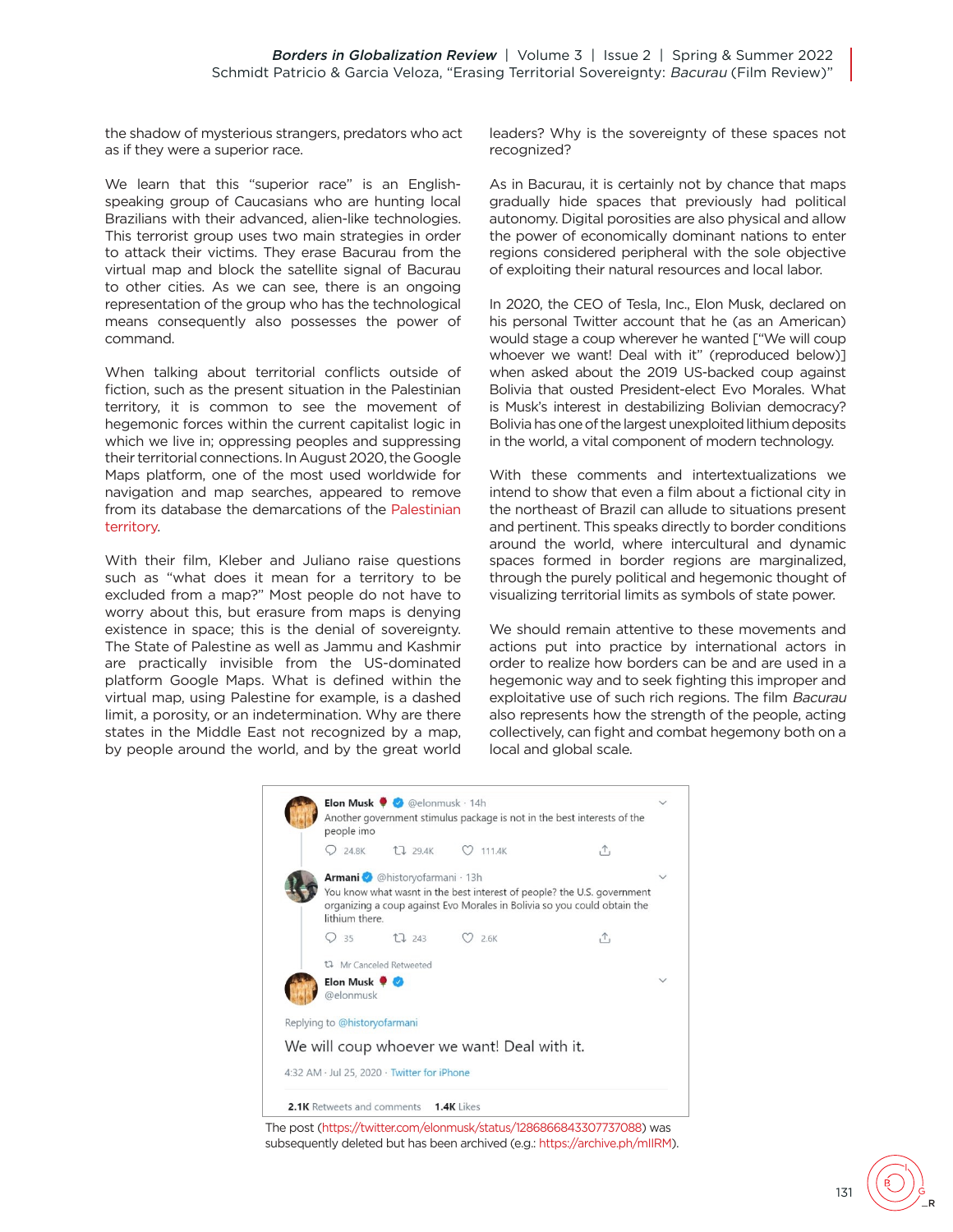the shadow of mysterious strangers, predators who act as if they were a superior race.

We learn that this "superior race" is an English-speaking group of Caucasians who are hunting local Brazilians with their advanced, alien-like technologies. This terrorist group uses two main strategies in order to attack their victims. They erase Bacurau from the virtual map and block the satellite signal of Bacurau to other cities. As we can see, there is an ongoing representation of the group who has the technological means consequently also possesses the power of command.

When talking about territorial conflicts outside of fiction, such as the present situation in the Palestinian territory, it is common to see the movement of hegemonic forces within the current capitalist logic in which we live in; oppressing peoples and suppressing their territorial connections. In August 2020, the Google Maps platform, one of the most used worldwide for navigation and map searches, appeared to remove from its database the demarcations of the Palestinian territory.

With their film, Kleber and Juliano raise questions such as "what does it mean for a territory to be excluded from a map?" Most people do not have to worry about this, but erasure from maps is denying existence in space; this is the denial of sovereignty. The State of Palestine as well as Jammu and Kashmir are practically invisible from the US-dominated platform Google Maps. What is defined within the virtual map, using Palestine for example, is a dashed limit, a porosity, or an indetermination. Why are there states in the Middle East not recognized by a map, by people around the world, and by the great world leaders? Why is the sovereignty of these spaces not recognized?

As in Bacurau, it is certainly not by chance that maps gradually hide spaces that previously had political autonomy. Digital porosities are also physical and allow the power of economically dominant nations to enter regions considered peripheral with the sole objective of exploiting their natural resources and local labor.

In 2020, the CEO of Tesla, Inc., Elon Musk, declared on his personal Twitter account that he (as an American) would stage a coup wherever he wanted ["We will coup whoever we want! Deal with it" (reproduced below)] when asked about the 2019 US-backed coup against Bolivia that ousted President-elect Evo Morales. What is Musk's interest in destabilizing Bolivian democracy? Bolivia has one of the largest unexploited lithium deposits in the world, a vital component of modern technology.

With these comments and intertextualizations we intend to show that even a film about a fictional city in the northeast of Brazil can allude to situations present and pertinent. This speaks directly to border conditions around the world, where intercultural and dynamic spaces formed in border regions are marginalized, through the purely political and hegemonic thought of visualizing territorial limits as symbols of state power.

We should remain attentive to these movements and actions put into practice by international actors in order to realize how borders can be and are used in a hegemonic way and to seek fighting this improper and exploitative use of such rich regions. The film *Bacurau* also represents how the strength of the people, acting collectively, can fight and combat hegemony both on a local and global scale.

Elon Musk @elonmusk · 14h
Another government stimulus package is not in the best interests of the people imo
24.8K 29.4K 111.4K

Armani @historyofarmani · 13h
You know what wasnt in the best interest of people? the U.S. government organizing a coup against Evo Morales in Bolivia so you could obtain the lithium there.
35 243 2.6K

Mr Canceled Retweeted
Elon Musk @elonmusk
Replying to @historyofarmani
We will coup whoever we want! Deal with it.
4:32 AM · Jul 25, 2020 · Twitter for iPhone
2.1K Retweets and comments 1.4K Likes

The post (https://twitter.com/elonmusk/status/1286866843307737088) was subsequently deleted but has been archived (e.g.: https://archive.ph/mIlRM).